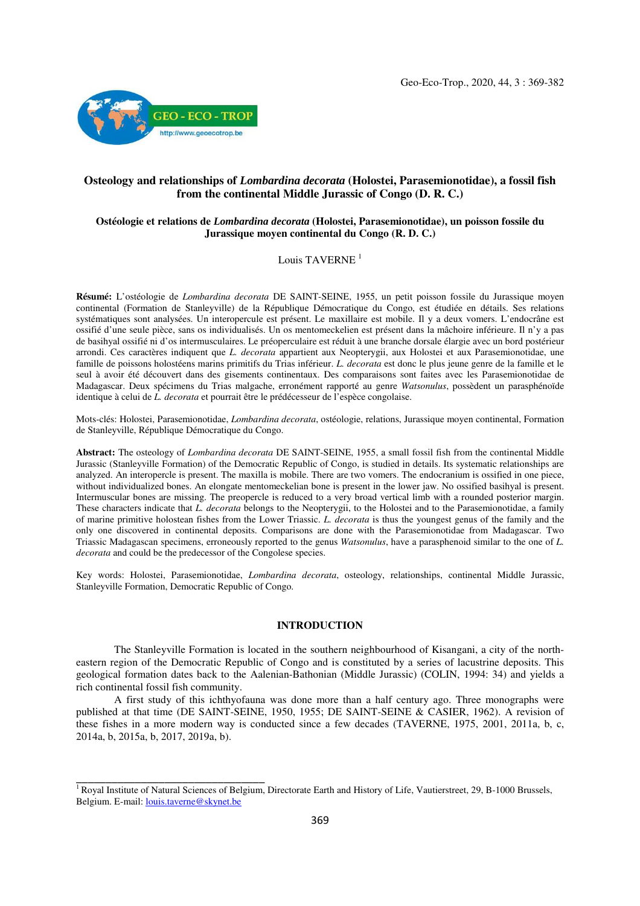# Osteology and relationships of *Lombardina decorata* (Holostei, Parasemionotidae), a fossil fish from the continental Middle Jurassic of Congo (D. R. C.)

## Ostéologie et relations de *Lombardina decorata* (Holostei, Parasemionotidae), un poisson fossile du Jurassique moyen continental du Congo (R. D. C.)

Louis TAVERNE [1]

**Résumé:** L'ostéologie de *Lombardina decorata* DE SAINT-SEINE, 1955, un petit poisson fossile du Jurassique moyen continental (Formation de Stanleyville) de la République Démocratique du Congo, est étudiée en détails. Ses relations systématiques sont analysées. Un interopercule est présent. Le maxillaire est mobile. Il y a deux vomers. L'endocrâne est ossifié d'une seule pièce, sans os individualisés. Un os mentomeckelien est présent dans la mâchoire inférieure. Il n'y a pas de basihyal ossifié ni d'os intermusculaires. Le préoperculaire est réduit à une branche dorsale élargie avec un bord postérieur arrondi. Ces caractères indiquent que *L. decorata* appartient aux Neopterygii, aux Holostei et aux Parasemionotidae, une famille de poissons holostéens marins primitifs du Trias inférieur. *L. decorata* est donc le plus jeune genre de la famille et le seul à avoir été découvert dans des gisements continentaux. Des comparaisons sont faites avec les Parasemionotidae de Madagascar. Deux spécimens du Trias malgache, erronément rapporté au genre *Watsonulus*, possèdent un parasphénoïde identique à celui de *L. decorata* et pourrait être le prédécesseur de l'espèce congolaise.

Mots-clés: Holostei, Parasemionotidae, *Lombardina decorata*, ostéologie, relations, Jurassique moyen continental, Formation de Stanleyville, République Démocratique du Congo.

**Abstract:** The osteology of *Lombardina decorata* DE SAINT-SEINE, 1955, a small fossil fish from the continental Middle Jurassic (Stanleyville Formation) of the Democratic Republic of Congo, is studied in details. Its systematic relationships are analyzed. An interopercle is present. The maxilla is mobile. There are two vomers. The endocranium is ossified in one piece, without individualized bones. An elongate mentomeckelian bone is present in the lower jaw. No ossified basihyal is present. Intermuscular bones are missing. The preopercle is reduced to a very broad vertical limb with a rounded posterior margin. These characters indicate that *L. decorata* belongs to the Neopterygii, to the Holostei and to the Parasemionotidae, a family of marine primitive holostean fishes from the Lower Triassic. *L. decorata* is thus the youngest genus of the family and the only one discovered in continental deposits. Comparisons are done with the Parasemionotidae from Madagascar. Two Triassic Madagascan specimens, erroneously reported to the genus *Watsonulus*, have a parasphenoid similar to the one of *L. decorata* and could be the predecessor of the Congolese species.

Key words: Holostei, Parasemionotidae, *Lombardina decorata*, osteology, relationships, continental Middle Jurassic, Stanleyville Formation, Democratic Republic of Congo.

## INTRODUCTION

The Stanleyville Formation is located in the southern neighbourhood of Kisangani, a city of the north-eastern region of the Democratic Republic of Congo and is constituted by a series of lacustrine deposits. This geological formation dates back to the Aalenian-Bathonian (Middle Jurassic) (COLIN, 1994: 34) and yields a rich continental fossil fish community.

A first study of this ichthyofauna was done more than a half century ago. Three monographs were published at that time (DE SAINT-SEINE, 1950, 1955; DE SAINT-SEINE & CASIER, 1962). A revision of these fishes in a more modern way is conducted since a few decades (TAVERNE, 1975, 2001, 2011a, b, c, 2014a, b, 2015a, b, 2017, 2019a, b).

[1] Royal Institute of Natural Sciences of Belgium, Directorate Earth and History of Life, Vautierstreet, 29, B-1000 Brussels, Belgium. E-mail: louis.taverne@skynet.be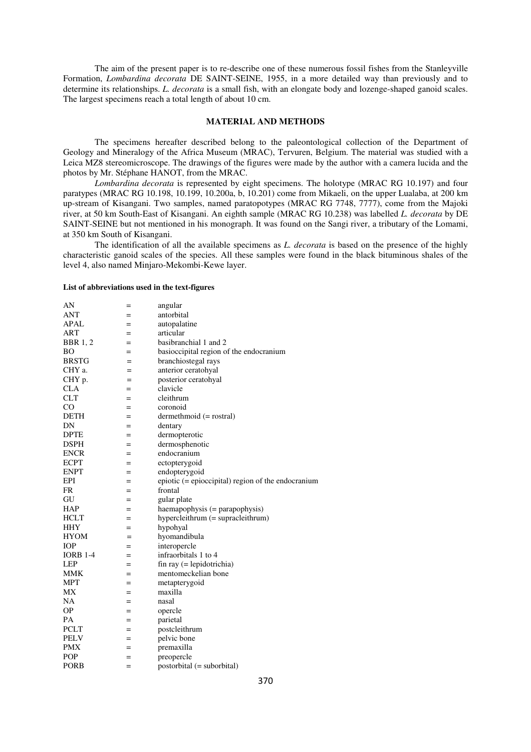The aim of the present paper is to re-describe one of these numerous fossil fishes from the Stanleyville Formation, *Lombardina decorata* DE SAINT-SEINE, 1955, in a more detailed way than previously and to determine its relationships. *L. decorata* is a small fish, with an elongate body and lozenge-shaped ganoid scales. The largest specimens reach a total length of about 10 cm.

## MATERIAL AND METHODS

The specimens hereafter described belong to the paleontological collection of the Department of Geology and Mineralogy of the Africa Museum (MRAC), Tervuren, Belgium. The material was studied with a Leica MZ8 stereomicroscope. The drawings of the figures were made by the author with a camera lucida and the photos by Mr. Stéphane HANOT, from the MRAC.

*Lombardina decorata* is represented by eight specimens. The holotype (MRAC RG 10.197) and four paratypes (MRAC RG 10.198, 10.199, 10.200a, b, 10.201) come from Mikaeli, on the upper Lualaba, at 200 km up-stream of Kisangani. Two samples, named paratopotypes (MRAC RG 7748, 7777), come from the Majoki river, at 50 km South-East of Kisangani. An eighth sample (MRAC RG 10.238) was labelled *L. decorata* by DE SAINT-SEINE but not mentioned in his monograph. It was found on the Sangi river, a tributary of the Lomami, at 350 km South of Kisangani.

The identification of all the available specimens as *L. decorata* is based on the presence of the highly characteristic ganoid scales of the species. All these samples were found in the black bituminous shales of the level 4, also named Minjaro-Mekombi-Kewe layer.

**List of abbreviations used in the text-figures**

| | | |
|---|---|---|
| AN | = | angular |
| ANT | = | antorbital |
| APAL | = | autopalatine |
| ART | = | articular |
| BBR 1, 2 | = | basibranchial 1 and 2 |
| BO | = | basioccipital region of the endocranium |
| BRSTG | = | branchiostegal rays |
| CHY a. | = | anterior ceratohyal |
| CHY p. | = | posterior ceratohyal |
| CLA | = | clavicle |
| CLT | = | cleithrum |
| CO | = | coronoid |
| DETH | = | dermethmoid (= rostral) |
| DN | = | dentary |
| DPTE | = | dermopterotic |
| DSPH | = | dermosphenotic |
| ENCR | = | endocranium |
| ECPT | = | ectopterygoid |
| ENPT | = | endopterygoid |
| EPI | = | epiotic (= epioccipital) region of the endocranium |
| FR | = | frontal |
| GU | = | gular plate |
| HAP | = | haemapophysis (= parapophysis) |
| HCLT | = | hypercleithrum (= supracleithrum) |
| HHY | = | hypohyal |
| HYOM | = | hyomandibula |
| IOP | = | interopercle |
| IORB 1-4 | = | infraorbitals 1 to 4 |
| LEP | = | fin ray (= lepidotrichia) |
| MMK | = | mentomeckelian bone |
| MPT | = | metapterygoid |
| MX | = | maxilla |
| NA | = | nasal |
| OP | = | opercle |
| PA | = | parietal |
| PCLT | = | postcleithrum |
| PELV | = | pelvic bone |
| PMX | = | premaxilla |
| POP | = | preopercle |
| PORB | = | postorbital (= suborbital) |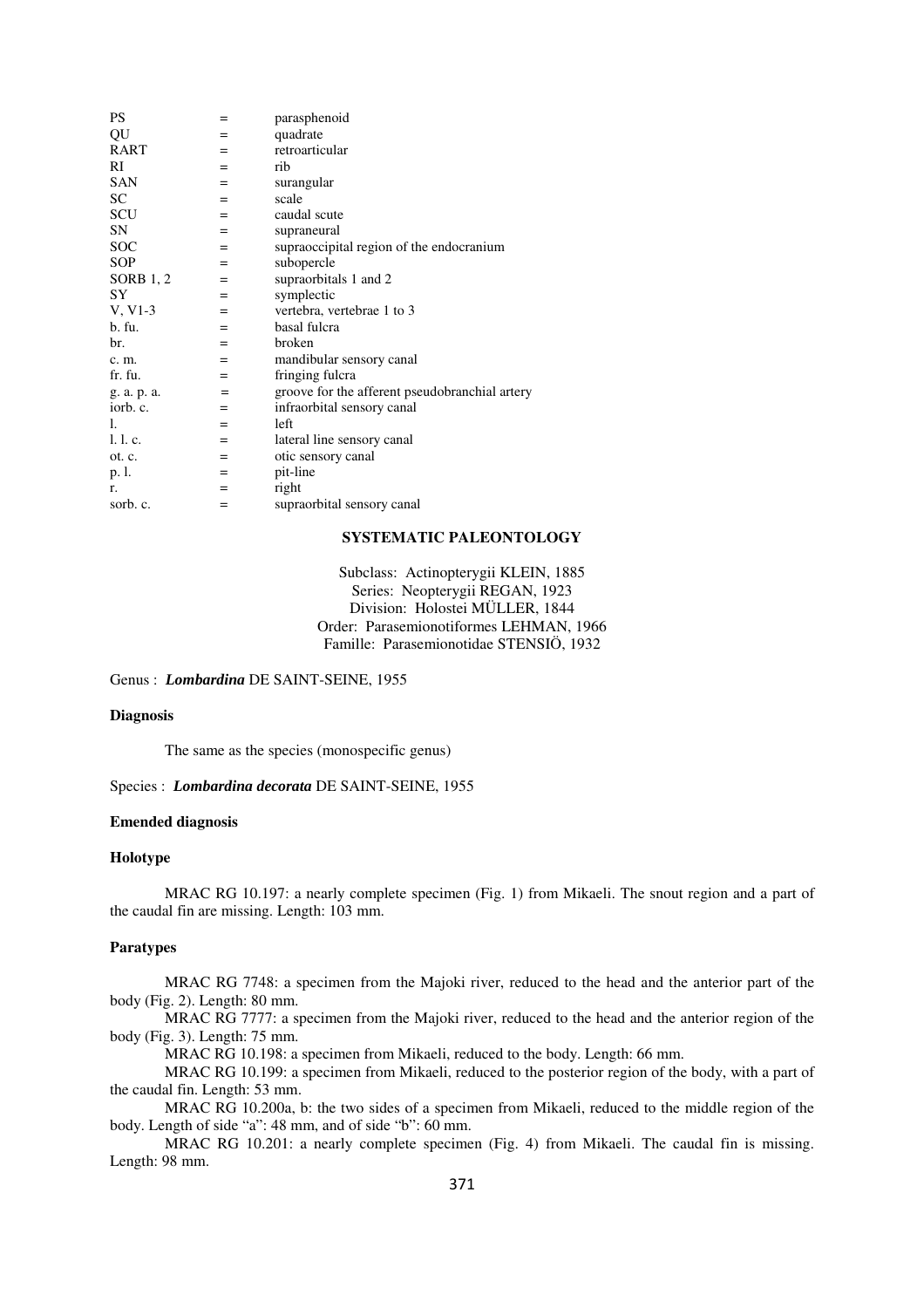| | | |
|---|---|---|
| PS | = | parasphenoid |
| QU | = | quadrate |
| RART | = | retroarticular |
| RI | = | rib |
| SAN | = | surangular |
| SC | = | scale |
| SCU | = | caudal scute |
| SN | = | supraneural |
| SOC | = | supraoccipital region of the endocranium |
| SOP | = | subopercle |
| SORB 1, 2 | = | supraorbitals 1 and 2 |
| SY | = | symplectic |
| V, V1-3 | = | vertebra, vertebrae 1 to 3 |
| b. fu. | = | basal fulcra |
| br. | = | broken |
| c. m. | = | mandibular sensory canal |
| fr. fu. | = | fringing fulcra |
| g. a. p. a. | = | groove for the afferent pseudobranchial artery |
| iorb. c. | = | infraorbital sensory canal |
| l. | = | left |
| l. l. c. | = | lateral line sensory canal |
| ot. c. | = | otic sensory canal |
| p. l. | = | pit-line |
| r. | = | right |
| sorb. c. | = | supraorbital sensory canal |

## SYSTEMATIC PALEONTOLOGY

Subclass: Actinopterygii KLEIN, 1885
Series: Neopterygii REGAN, 1923
Division: Holostei MÜLLER, 1844
Order: Parasemionotiformes LEHMAN, 1966
Famille: Parasemionotidae STENSIÖ, 1932

Genus : ***Lombardina*** DE SAINT-SEINE, 1955

### Diagnosis

The same as the species (monospecific genus)

Species : ***Lombardina decorata*** DE SAINT-SEINE, 1955

### Emended diagnosis

### Holotype

MRAC RG 10.197: a nearly complete specimen (Fig. 1) from Mikaeli. The snout region and a part of the caudal fin are missing. Length: 103 mm.

### Paratypes

MRAC RG 7748: a specimen from the Majoki river, reduced to the head and the anterior part of the body (Fig. 2). Length: 80 mm.

MRAC RG 7777: a specimen from the Majoki river, reduced to the head and the anterior region of the body (Fig. 3). Length: 75 mm.

MRAC RG 10.198: a specimen from Mikaeli, reduced to the body. Length: 66 mm.

MRAC RG 10.199: a specimen from Mikaeli, reduced to the posterior region of the body, with a part of the caudal fin. Length: 53 mm.

MRAC RG 10.200a, b: the two sides of a specimen from Mikaeli, reduced to the middle region of the body. Length of side "a": 48 mm, and of side "b": 60 mm.

MRAC RG 10.201: a nearly complete specimen (Fig. 4) from Mikaeli. The caudal fin is missing. Length: 98 mm.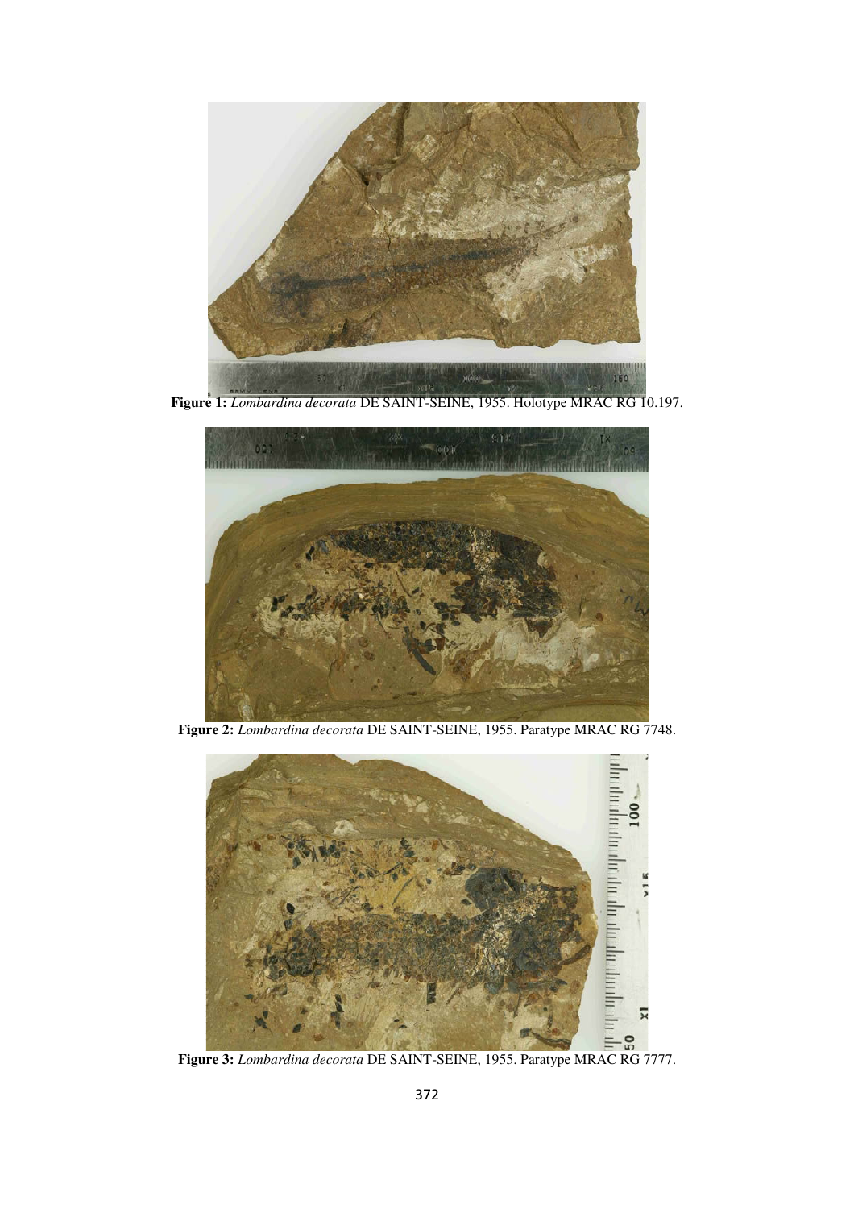**Figure 1:** *Lombardina decorata* DE SAINT-SEINE, 1955. Holotype MRAC RG 10.197.

**Figure 2:** *Lombardina decorata* DE SAINT-SEINE, 1955. Paratype MRAC RG 7748.

**Figure 3:** *Lombardina decorata* DE SAINT-SEINE, 1955. Paratype MRAC RG 7777.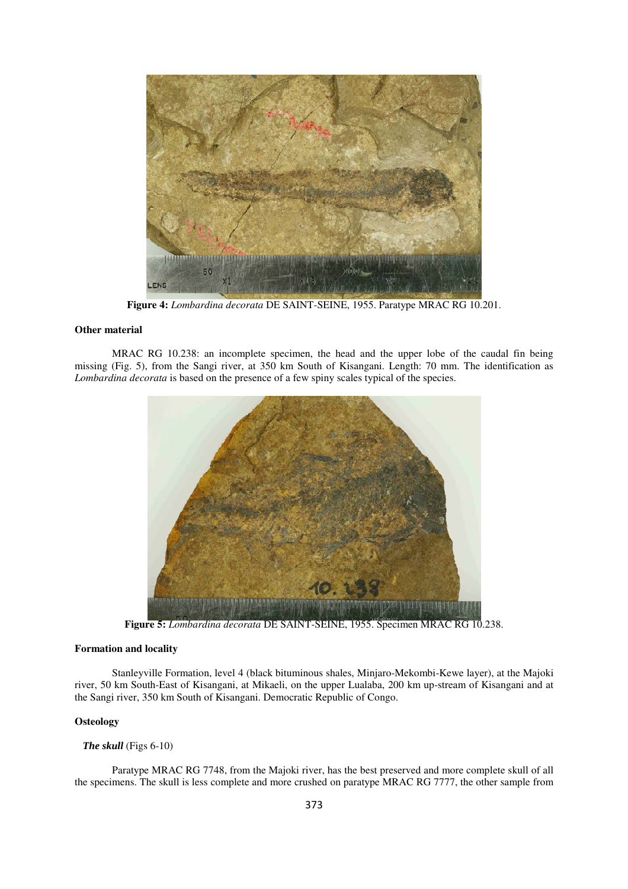**Figure 4:** *Lombardina decorata* DE SAINT-SEINE, 1955. Paratype MRAC RG 10.201.

**Other material**

MRAC RG 10.238: an incomplete specimen, the head and the upper lobe of the caudal fin being missing (Fig. 5), from the Sangi river, at 350 km South of Kisangani. Length: 70 mm. The identification as *Lombardina decorata* is based on the presence of a few spiny scales typical of the species.

**Figure 5:** *Lombardina decorata* DE SAINT-SEINE, 1955. Specimen MRAC RG 10.238.

**Formation and locality**

Stanleyville Formation, level 4 (black bituminous shales, Minjaro-Mekombi-Kewe layer), at the Majoki river, 50 km South-East of Kisangani, at Mikaeli, on the upper Lualaba, 200 km up-stream of Kisangani and at the Sangi river, 350 km South of Kisangani. Democratic Republic of Congo.

**Osteology**

***The skull*** (Figs 6-10)

Paratype MRAC RG 7748, from the Majoki river, has the best preserved and more complete skull of all the specimens. The skull is less complete and more crushed on paratype MRAC RG 7777, the other sample from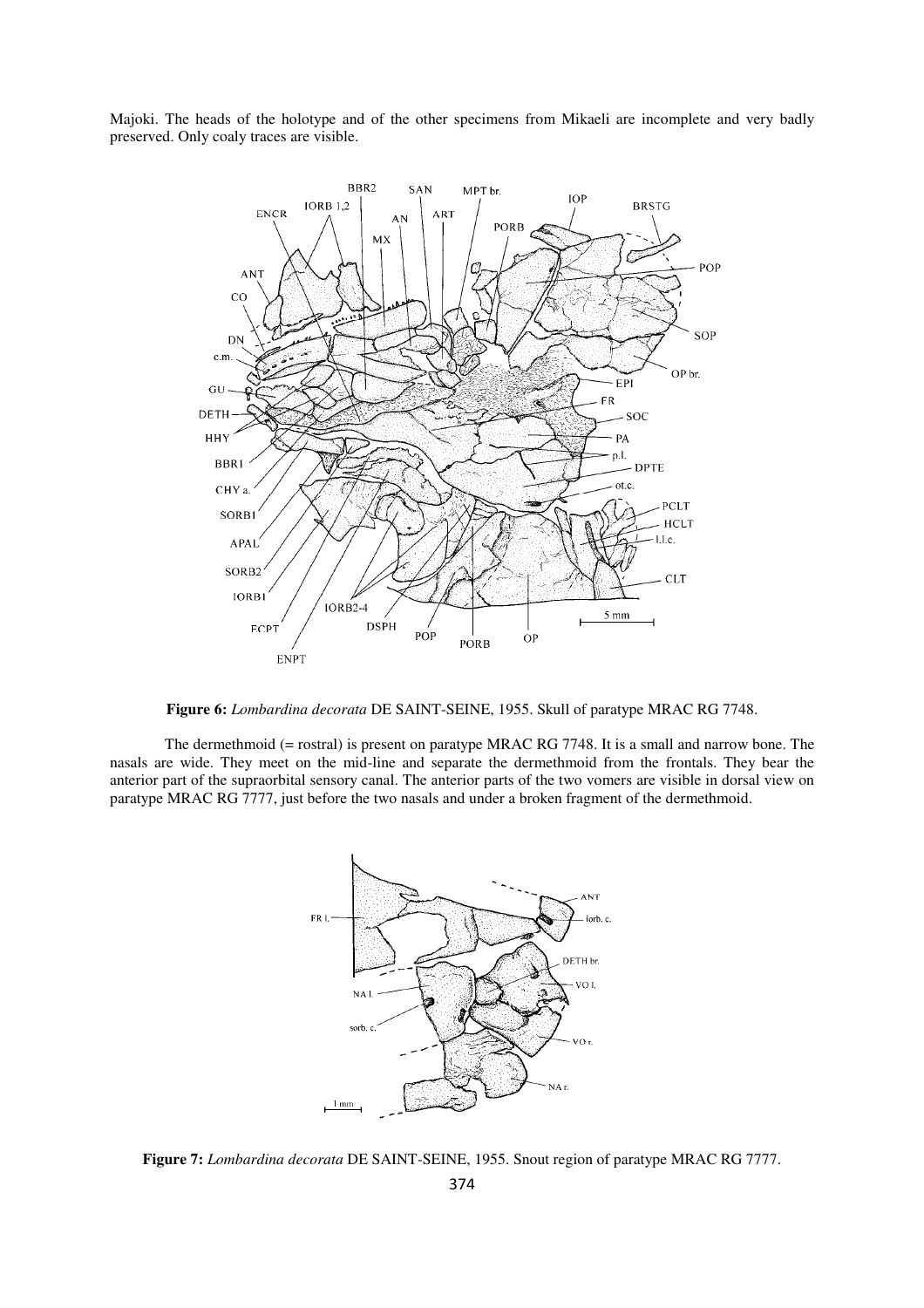Majoki. The heads of the holotype and of the other specimens from Mikaeli are incomplete and very badly preserved. Only coaly traces are visible.

**Figure 6:** *Lombardina decorata* DE SAINT-SEINE, 1955. Skull of paratype MRAC RG 7748.

The dermethmoid (= rostral) is present on paratype MRAC RG 7748. It is a small and narrow bone. The nasals are wide. They meet on the mid-line and separate the dermethmoid from the frontals. They bear the anterior part of the supraorbital sensory canal. The anterior parts of the two vomers are visible in dorsal view on paratype MRAC RG 7777, just before the two nasals and under a broken fragment of the dermethmoid.

**Figure 7:** *Lombardina decorata* DE SAINT-SEINE, 1955. Snout region of paratype MRAC RG 7777.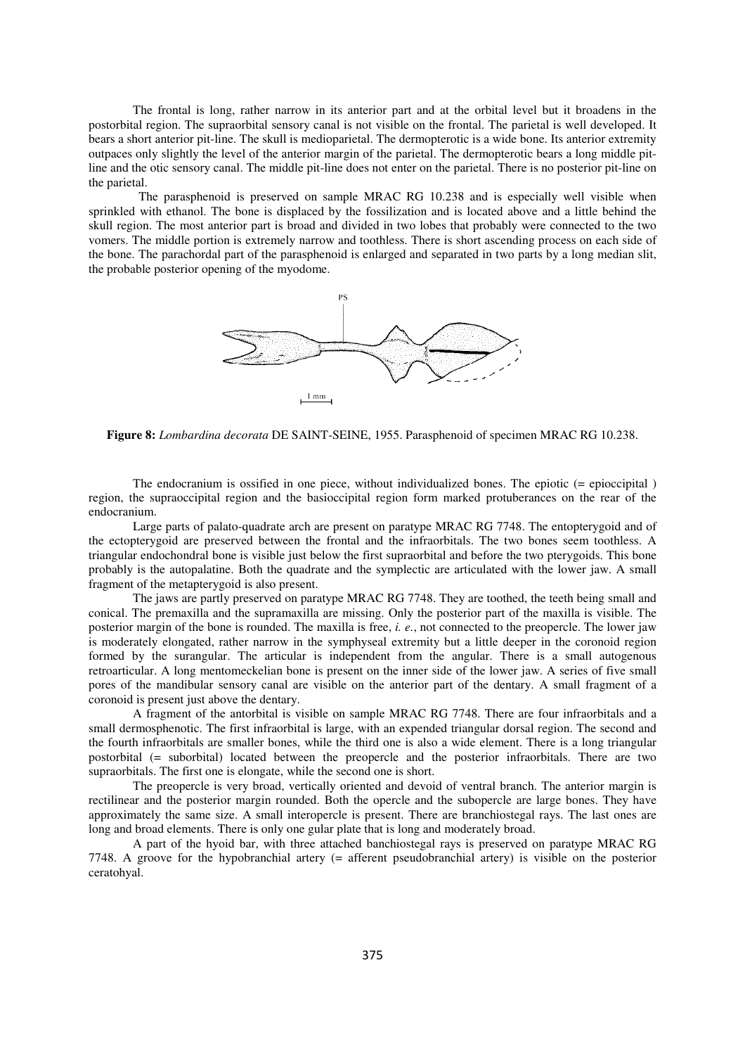The frontal is long, rather narrow in its anterior part and at the orbital level but it broadens in the postorbital region. The supraorbital sensory canal is not visible on the frontal. The parietal is well developed. It bears a short anterior pit-line. The skull is medioparietal. The dermopterotic is a wide bone. Its anterior extremity outpaces only slightly the level of the anterior margin of the parietal. The dermopterotic bears a long middle pit-line and the otic sensory canal. The middle pit-line does not enter on the parietal. There is no posterior pit-line on the parietal.

The parasphenoid is preserved on sample MRAC RG 10.238 and is especially well visible when sprinkled with ethanol. The bone is displaced by the fossilization and is located above and a little behind the skull region. The most anterior part is broad and divided in two lobes that probably were connected to the two vomers. The middle portion is extremely narrow and toothless. There is short ascending process on each side of the bone. The parachordal part of the parasphenoid is enlarged and separated in two parts by a long median slit, the probable posterior opening of the myodome.

PS

1 mm

**Figure 8:** *Lombardina decorata* DE SAINT-SEINE, 1955. Parasphenoid of specimen MRAC RG 10.238.

The endocranium is ossified in one piece, without individualized bones. The epiotic (= epioccipital ) region, the supraoccipital region and the basioccipital region form marked protuberances on the rear of the endocranium.

Large parts of palato-quadrate arch are present on paratype MRAC RG 7748. The entopterygoid and of the ectopterygoid are preserved between the frontal and the infraorbitals. The two bones seem toothless. A triangular endochondral bone is visible just below the first supraorbital and before the two pterygoids. This bone probably is the autopalatine. Both the quadrate and the symplectic are articulated with the lower jaw. A small fragment of the metapterygoid is also present.

The jaws are partly preserved on paratype MRAC RG 7748. They are toothed, the teeth being small and conical. The premaxilla and the supramaxilla are missing. Only the posterior part of the maxilla is visible. The posterior margin of the bone is rounded. The maxilla is free, *i. e.*, not connected to the preopercle. The lower jaw is moderately elongated, rather narrow in the symphyseal extremity but a little deeper in the coronoid region formed by the surangular. The articular is independent from the angular. There is a small autogenous retroarticular. A long mentomeckelian bone is present on the inner side of the lower jaw. A series of five small pores of the mandibular sensory canal are visible on the anterior part of the dentary. A small fragment of a coronoid is present just above the dentary.

A fragment of the antorbital is visible on sample MRAC RG 7748. There are four infraorbitals and a small dermosphenotic. The first infraorbital is large, with an expended triangular dorsal region. The second and the fourth infraorbitals are smaller bones, while the third one is also a wide element. There is a long triangular postorbital (= suborbital) located between the preopercle and the posterior infraorbitals. There are two supraorbitals. The first one is elongate, while the second one is short.

The preopercle is very broad, vertically oriented and devoid of ventral branch. The anterior margin is rectilinear and the posterior margin rounded. Both the opercle and the subopercle are large bones. They have approximately the same size. A small interopercle is present. There are branchiostegal rays. The last ones are long and broad elements. There is only one gular plate that is long and moderately broad.

A part of the hyoid bar, with three attached banchiostegal rays is preserved on paratype MRAC RG 7748. A groove for the hypobranchial artery (= afferent pseudobranchial artery) is visible on the posterior ceratohyal.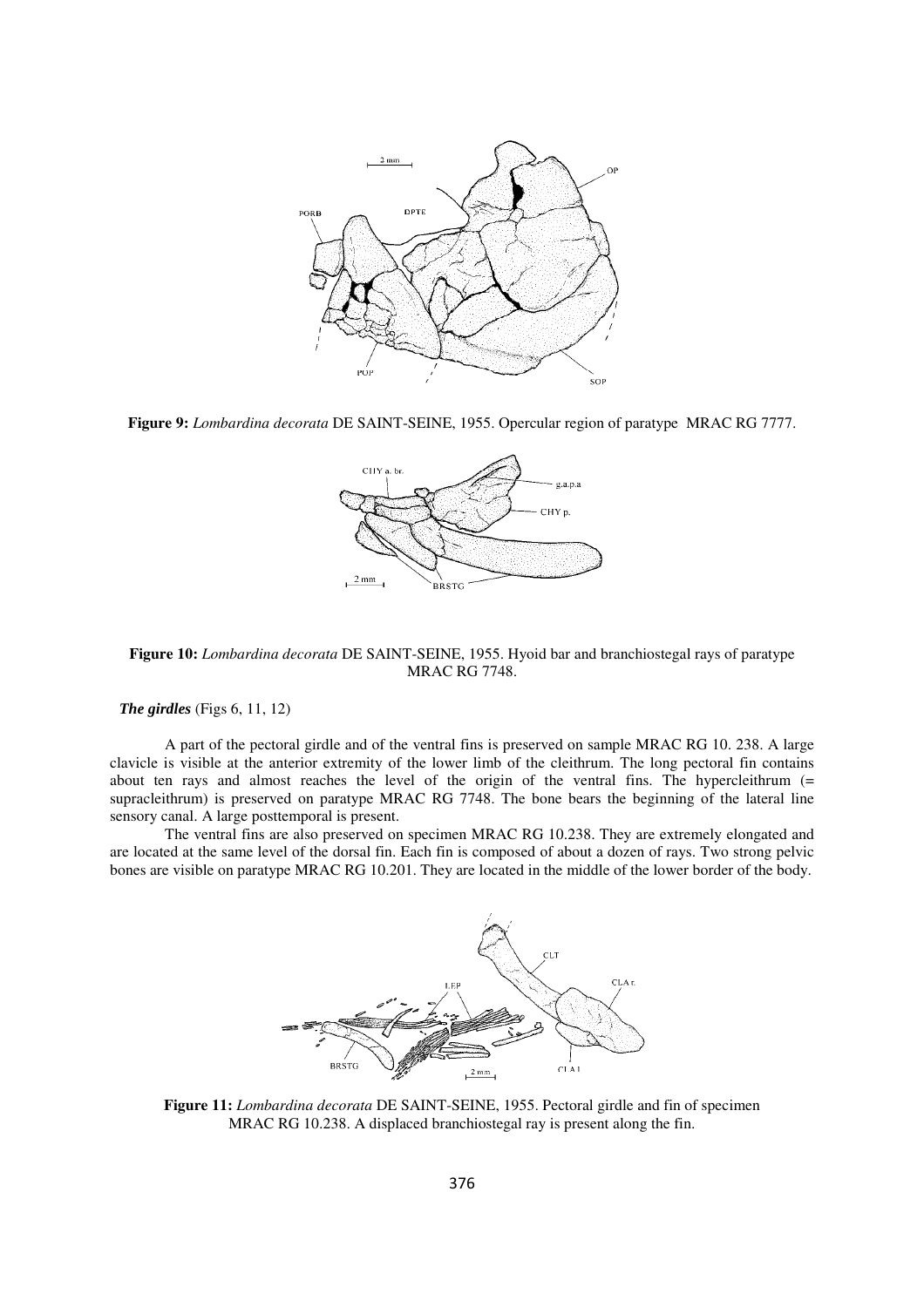2 mm

PORB

DPTE

OP

POP

SOP

**Figure 9:** *Lombardina decorata* DE SAINT-SEINE, 1955. Opercular region of paratype MRAC RG 7777.

CHY a. br.

g.a.p.a

CHY p.

2 mm

BRSTG

**Figure 10:** *Lombardina decorata* DE SAINT-SEINE, 1955. Hyoid bar and branchiostegal rays of paratype MRAC RG 7748.

***The girdles*** (Figs 6, 11, 12)

A part of the pectoral girdle and of the ventral fins is preserved on sample MRAC RG 10. 238. A large clavicle is visible at the anterior extremity of the lower limb of the cleithrum. The long pectoral fin contains about ten rays and almost reaches the level of the origin of the ventral fins. The hypercleithrum (= supracleithrum) is preserved on paratype MRAC RG 7748. The bone bears the beginning of the lateral line sensory canal. A large posttemporal is present.

The ventral fins are also preserved on specimen MRAC RG 10.238. They are extremely elongated and are located at the same level of the dorsal fin. Each fin is composed of about a dozen of rays. Two strong pelvic bones are visible on paratype MRAC RG 10.201. They are located in the middle of the lower border of the body.

CLT

LEP

CLA r.

BRSTG

2 mm

CLA l

**Figure 11:** *Lombardina decorata* DE SAINT-SEINE, 1955. Pectoral girdle and fin of specimen MRAC RG 10.238. A displaced branchiostegal ray is present along the fin.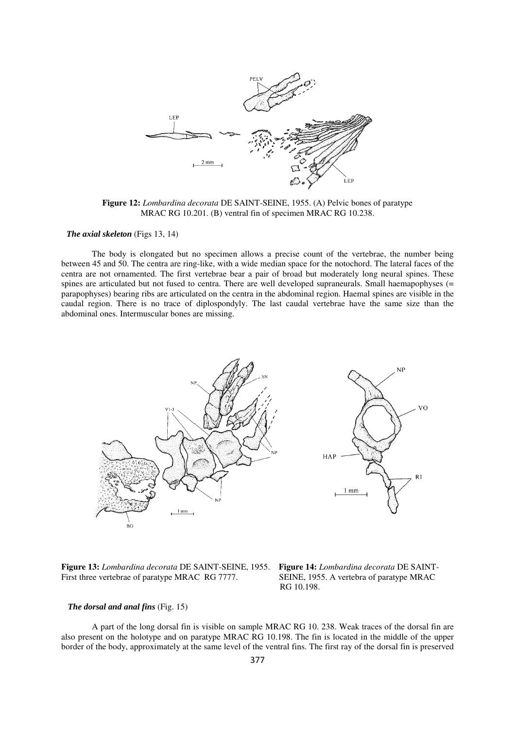PELV

LEP

2 mm

LEP

**Figure 12:** *Lombardina decorata* DE SAINT-SEINE, 1955. (A) Pelvic bones of paratype MRAC RG 10.201. (B) ventral fin of specimen MRAC RG 10.238.

***The axial skeleton*** (Figs 13, 14)

The body is elongated but no specimen allows a precise count of the vertebrae, the number being between 45 and 50. The centra are ring-like, with a wide median space for the notochord. The lateral faces of the centra are not ornamented. The first vertebrae bear a pair of broad but moderately long neural spines. These spines are articulated but not fused to centra. There are well developed supraneurals. Small haemapophyses (= parapophyses) bearing ribs are articulated on the centra in the abdominal region. Haemal spines are visible in the caudal region. There is no trace of diplospondyly. The last caudal vertebrae have the same size than the abdominal ones. Intermuscular bones are missing.

NP

SN

V1-3

NP

NP

BO

1 mm

NP

VO

HAP

RI

1 mm

**Figure 13:** *Lombardina decorata* DE SAINT-SEINE, 1955. First three vertebrae of paratype MRAC RG 7777.

**Figure 14:** *Lombardina decorata* DE SAINT-SEINE, 1955. A vertebra of paratype MRAC RG 10.198.

***The dorsal and anal fins*** (Fig. 15)

A part of the long dorsal fin is visible on sample MRAC RG 10. 238. Weak traces of the dorsal fin are also present on the holotype and on paratype MRAC RG 10.198. The fin is located in the middle of the upper border of the body, approximately at the same level of the ventral fins. The first ray of the dorsal fin is preserved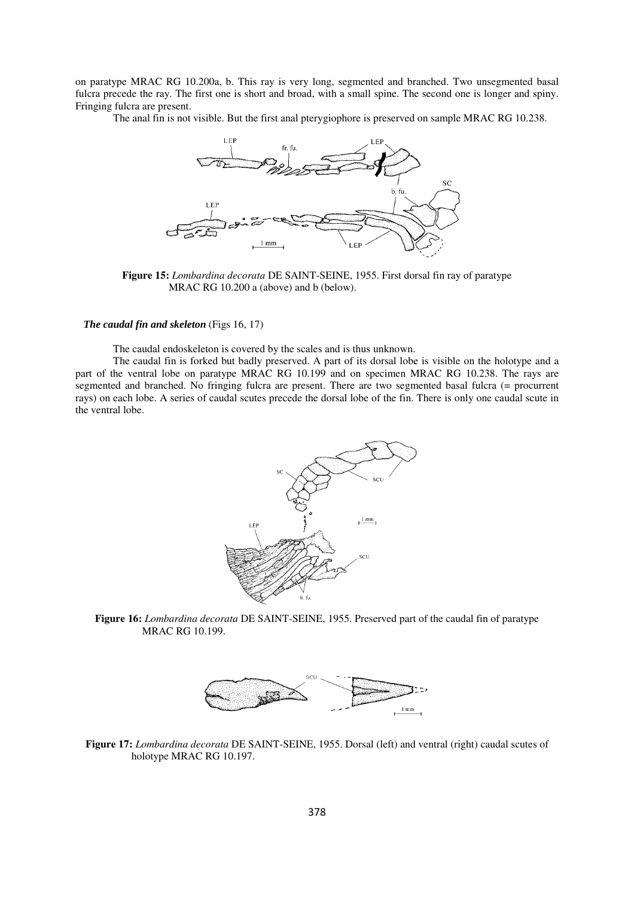on paratype MRAC RG 10.200a, b. This ray is very long, segmented and branched. Two unsegmented basal fulcra precede the ray. The first one is short and broad, with a small spine. The second one is longer and spiny. Fringing fulcra are present.

The anal fin is not visible. But the first anal pterygiophore is preserved on sample MRAC RG 10.238.

LEP
fr. fu.
LEP
SC
b. fu.
LEP
1 mm
LEP

**Figure 15:** *Lombardina decorata* DE SAINT-SEINE, 1955. First dorsal fin ray of paratype MRAC RG 10.200 a (above) and b (below).

### *The caudal fin and skeleton* (Figs 16, 17)

The caudal endoskeleton is covered by the scales and is thus unknown.

The caudal fin is forked but badly preserved. A part of its dorsal lobe is visible on the holotype and a part of the ventral lobe on paratype MRAC RG 10.199 and on specimen MRAC RG 10.238. The rays are segmented and branched. No fringing fulcra are present. There are two segmented basal fulcra (= procurrent rays) on each lobe. A series of caudal scutes precede the dorsal lobe of the fin. There is only one caudal scute in the ventral lobe.

SC
SCU
1 mm
LEP
SCU
b. fu.

**Figure 16:** *Lombardina decorata* DE SAINT-SEINE, 1955. Preserved part of the caudal fin of paratype MRAC RG 10.199.

SCU
1 mm

**Figure 17:** *Lombardina decorata* DE SAINT-SEINE, 1955. Dorsal (left) and ventral (right) caudal scutes of holotype MRAC RG 10.197.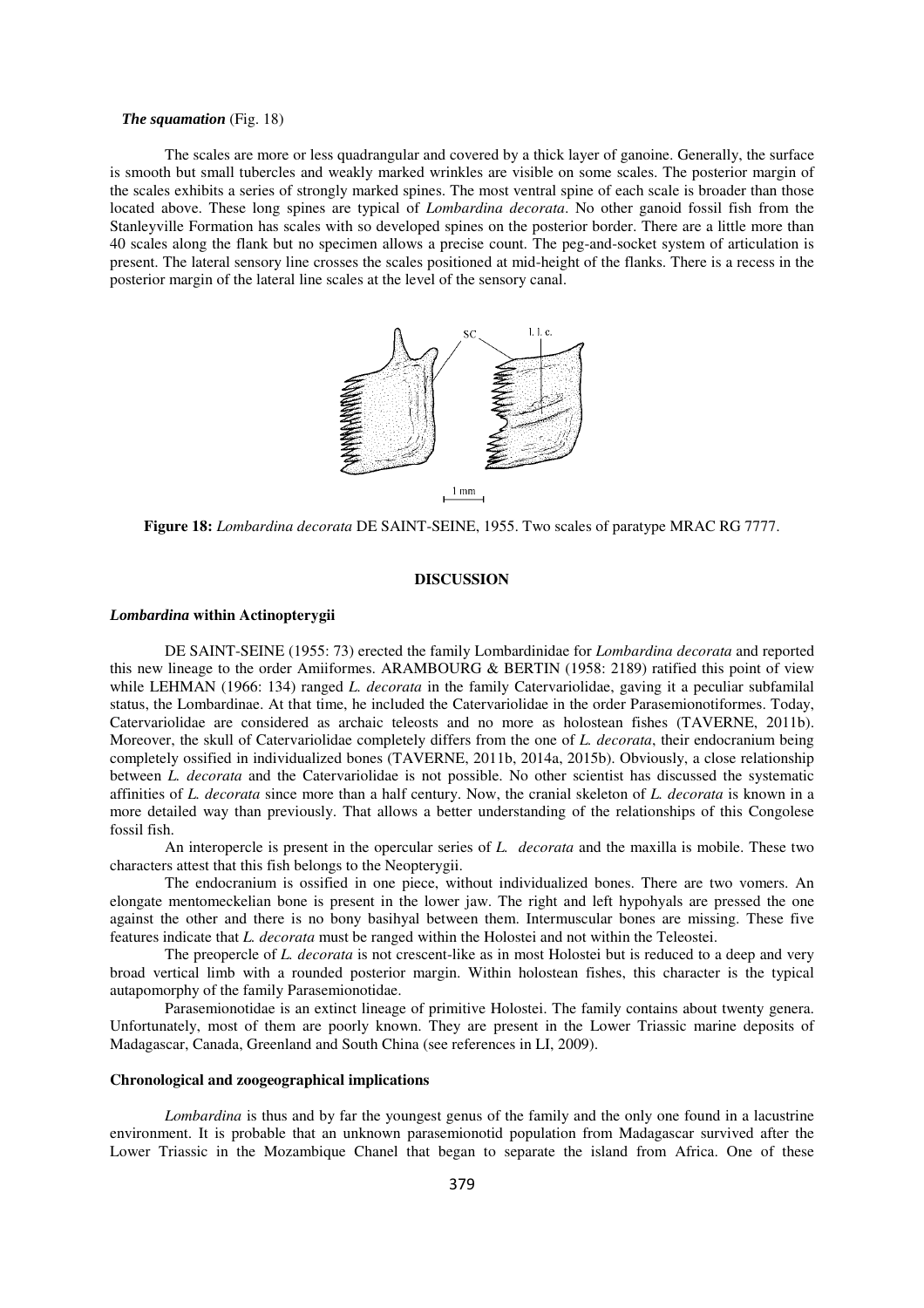***The squamation*** (Fig. 18)

The scales are more or less quadrangular and covered by a thick layer of ganoine. Generally, the surface is smooth but small tubercles and weakly marked wrinkles are visible on some scales. The posterior margin of the scales exhibits a series of strongly marked spines. The most ventral spine of each scale is broader than those located above. These long spines are typical of *Lombardina decorata*. No other ganoid fossil fish from the Stanleyville Formation has scales with so developed spines on the posterior border. There are a little more than 40 scales along the flank but no specimen allows a precise count. The peg-and-socket system of articulation is present. The lateral sensory line crosses the scales positioned at mid-height of the flanks. There is a recess in the posterior margin of the lateral line scales at the level of the sensory canal.

sc

l. l. c.

1 mm

**Figure 18:** *Lombardina decorata* DE SAINT-SEINE, 1955. Two scales of paratype MRAC RG 7777.

## DISCUSSION

### *Lombardina* within Actinopterygii

DE SAINT-SEINE (1955: 73) erected the family Lombardinidae for *Lombardina decorata* and reported this new lineage to the order Amiiformes. ARAMBOURG & BERTIN (1958: 2189) ratified this point of view while LEHMAN (1966: 134) ranged *L. decorata* in the family Catervariolidae, gaving it a peculiar subfamilal status, the Lombardinae. At that time, he included the Catervariolidae in the order Parasemionotiformes. Today, Catervariolidae are considered as archaic teleosts and no more as holostean fishes (TAVERNE, 2011b). Moreover, the skull of Catervariolidae completely differs from the one of *L. decorata*, their endocranium being completely ossified in individualized bones (TAVERNE, 2011b, 2014a, 2015b). Obviously, a close relationship between *L. decorata* and the Catervariolidae is not possible. No other scientist has discussed the systematic affinities of *L. decorata* since more than a half century. Now, the cranial skeleton of *L. decorata* is known in a more detailed way than previously. That allows a better understanding of the relationships of this Congolese fossil fish.

An interopercle is present in the opercular series of *L. decorata* and the maxilla is mobile. These two characters attest that this fish belongs to the Neopterygii.

The endocranium is ossified in one piece, without individualized bones. There are two vomers. An elongate mentomeckelian bone is present in the lower jaw. The right and left hypohyals are pressed the one against the other and there is no bony basihyal between them. Intermuscular bones are missing. These five features indicate that *L. decorata* must be ranged within the Holostei and not within the Teleostei.

The preopercle of *L. decorata* is not crescent-like as in most Holostei but is reduced to a deep and very broad vertical limb with a rounded posterior margin. Within holostean fishes, this character is the typical autapomorphy of the family Parasemionotidae.

Parasemionotidae is an extinct lineage of primitive Holostei. The family contains about twenty genera. Unfortunately, most of them are poorly known. They are present in the Lower Triassic marine deposits of Madagascar, Canada, Greenland and South China (see references in LI, 2009).

### Chronological and zoogeographical implications

*Lombardina* is thus and by far the youngest genus of the family and the only one found in a lacustrine environment. It is probable that an unknown parasemionotid population from Madagascar survived after the Lower Triassic in the Mozambique Chanel that began to separate the island from Africa. One of these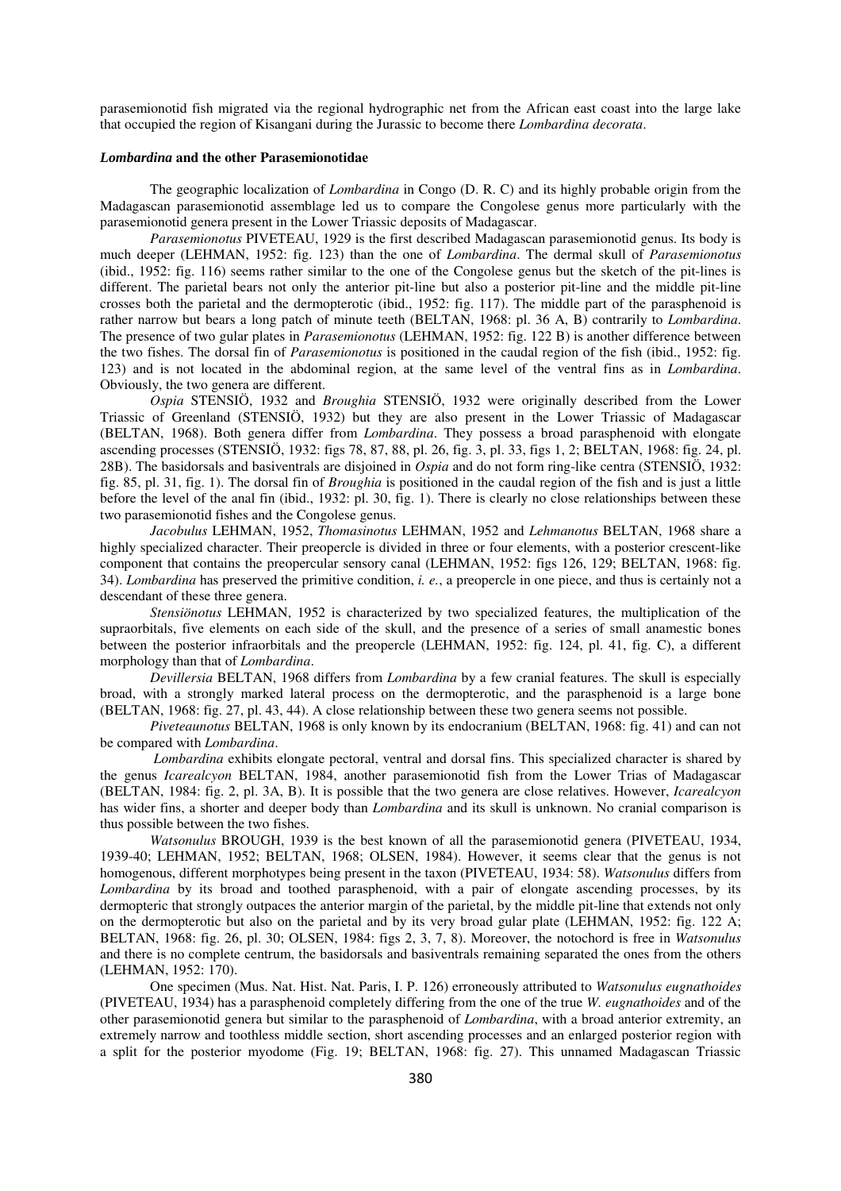parasemionotid fish migrated via the regional hydrographic net from the African east coast into the large lake that occupied the region of Kisangani during the Jurassic to become there *Lombardina decorata*.

### *Lombardina* and the other Parasemionotidae

The geographic localization of *Lombardina* in Congo (D. R. C) and its highly probable origin from the Madagascan parasemionotid assemblage led us to compare the Congolese genus more particularly with the parasemionotid genera present in the Lower Triassic deposits of Madagascar.

*Parasemionotus* PIVETEAU, 1929 is the first described Madagascan parasemionotid genus. Its body is much deeper (LEHMAN, 1952: fig. 123) than the one of *Lombardina*. The dermal skull of *Parasemionotus* (ibid., 1952: fig. 116) seems rather similar to the one of the Congolese genus but the sketch of the pit-lines is different. The parietal bears not only the anterior pit-line but also a posterior pit-line and the middle pit-line crosses both the parietal and the dermopterotic (ibid., 1952: fig. 117). The middle part of the parasphenoid is rather narrow but bears a long patch of minute teeth (BELTAN, 1968: pl. 36 A, B) contrarily to *Lombardina*. The presence of two gular plates in *Parasemionotus* (LEHMAN, 1952: fig. 122 B) is another difference between the two fishes. The dorsal fin of *Parasemionotus* is positioned in the caudal region of the fish (ibid., 1952: fig. 123) and is not located in the abdominal region, at the same level of the ventral fins as in *Lombardina*. Obviously, the two genera are different.

*Ospia* STENSIÖ, 1932 and *Broughia* STENSIÖ, 1932 were originally described from the Lower Triassic of Greenland (STENSIÖ, 1932) but they are also present in the Lower Triassic of Madagascar (BELTAN, 1968). Both genera differ from *Lombardina*. They possess a broad parasphenoid with elongate ascending processes (STENSIÖ, 1932: figs 78, 87, 88, pl. 26, fig. 3, pl. 33, figs 1, 2; BELTAN, 1968: fig. 24, pl. 28B). The basidorsals and basiventrals are disjoined in *Ospia* and do not form ring-like centra (STENSIÖ, 1932: fig. 85, pl. 31, fig. 1). The dorsal fin of *Broughia* is positioned in the caudal region of the fish and is just a little before the level of the anal fin (ibid., 1932: pl. 30, fig. 1). There is clearly no close relationships between these two parasemionotid fishes and the Congolese genus.

*Jacobulus* LEHMAN, 1952, *Thomasinotus* LEHMAN, 1952 and *Lehmanotus* BELTAN, 1968 share a highly specialized character. Their preopercle is divided in three or four elements, with a posterior crescent-like component that contains the preopercular sensory canal (LEHMAN, 1952: figs 126, 129; BELTAN, 1968: fig. 34). *Lombardina* has preserved the primitive condition, *i. e.*, a preopercle in one piece, and thus is certainly not a descendant of these three genera.

*Stensiönotus* LEHMAN, 1952 is characterized by two specialized features, the multiplication of the supraorbitals, five elements on each side of the skull, and the presence of a series of small anamestic bones between the posterior infraorbitals and the preopercle (LEHMAN, 1952: fig. 124, pl. 41, fig. C), a different morphology than that of *Lombardina*.

*Devillersia* BELTAN, 1968 differs from *Lombardina* by a few cranial features. The skull is especially broad, with a strongly marked lateral process on the dermopterotic, and the parasphenoid is a large bone (BELTAN, 1968: fig. 27, pl. 43, 44). A close relationship between these two genera seems not possible.

*Piveteaunotus* BELTAN, 1968 is only known by its endocranium (BELTAN, 1968: fig. 41) and can not be compared with *Lombardina*.

*Lombardina* exhibits elongate pectoral, ventral and dorsal fins. This specialized character is shared by the genus *Icarealcyon* BELTAN, 1984, another parasemionotid fish from the Lower Trias of Madagascar (BELTAN, 1984: fig. 2, pl. 3A, B). It is possible that the two genera are close relatives. However, *Icarealcyon* has wider fins, a shorter and deeper body than *Lombardina* and its skull is unknown. No cranial comparison is thus possible between the two fishes.

*Watsonulus* BROUGH, 1939 is the best known of all the parasemionotid genera (PIVETEAU, 1934, 1939-40; LEHMAN, 1952; BELTAN, 1968; OLSEN, 1984). However, it seems clear that the genus is not homogenous, different morphotypes being present in the taxon (PIVETEAU, 1934: 58). *Watsonulus* differs from *Lombardina* by its broad and toothed parasphenoid, with a pair of elongate ascending processes, by its dermopteric that strongly outpaces the anterior margin of the parietal, by the middle pit-line that extends not only on the dermopterotic but also on the parietal and by its very broad gular plate (LEHMAN, 1952: fig. 122 A; BELTAN, 1968: fig. 26, pl. 30; OLSEN, 1984: figs 2, 3, 7, 8). Moreover, the notochord is free in *Watsonulus* and there is no complete centrum, the basidorsals and basiventrals remaining separated the ones from the others (LEHMAN, 1952: 170).

One specimen (Mus. Nat. Hist. Nat. Paris, I. P. 126) erroneously attributed to *Watsonulus eugnathoides* (PIVETEAU, 1934) has a parasphenoid completely differing from the one of the true *W. eugnathoides* and of the other parasemionotid genera but similar to the parasphenoid of *Lombardina*, with a broad anterior extremity, an extremely narrow and toothless middle section, short ascending processes and an enlarged posterior region with a split for the posterior myodome (Fig. 19; BELTAN, 1968: fig. 27). This unnamed Madagascan Triassic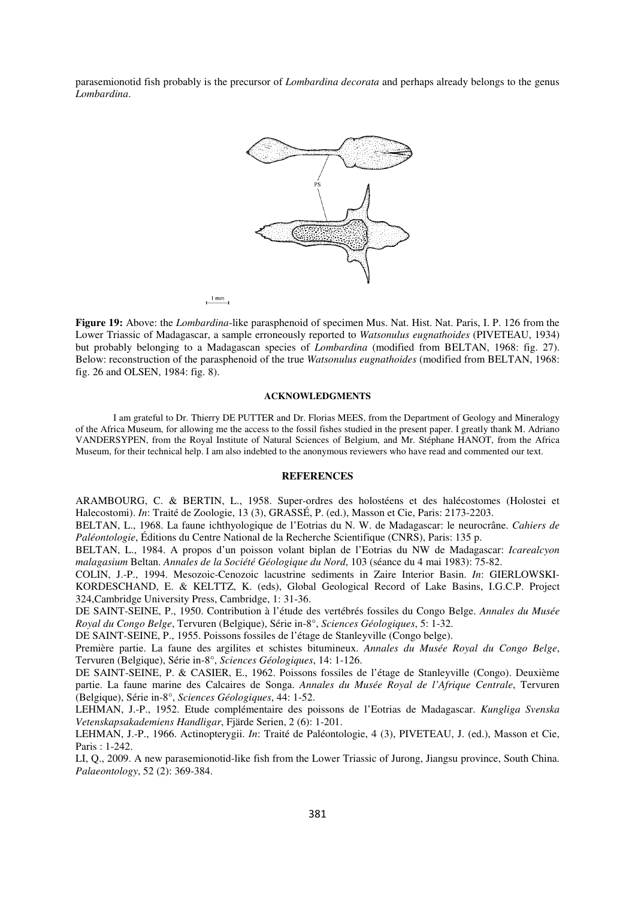parasemionotid fish probably is the precursor of *Lombardina decorata* and perhaps already belongs to the genus *Lombardina*.

PS

1 mm

**Figure 19:** Above: the *Lombardina*-like parasphenoid of specimen Mus. Nat. Hist. Nat. Paris, I. P. 126 from the Lower Triassic of Madagascar, a sample erroneously reported to *Watsonulus eugnathoides* (PIVETEAU, 1934) but probably belonging to a Madagascan species of *Lombardina* (modified from BELTAN, 1968: fig. 27). Below: reconstruction of the parasphenoid of the true *Watsonulus eugnathoides* (modified from BELTAN, 1968: fig. 26 and OLSEN, 1984: fig. 8).

#### ACKNOWLEDGMENTS

I am grateful to Dr. Thierry DE PUTTER and Dr. Florias MEES, from the Department of Geology and Mineralogy of the Africa Museum, for allowing me the access to the fossil fishes studied in the present paper. I greatly thank M. Adriano VANDERSYPEN, from the Royal Institute of Natural Sciences of Belgium, and Mr. Stéphane HANOT, from the Africa Museum, for their technical help. I am also indebted to the anonymous reviewers who have read and commented our text.

#### REFERENCES

ARAMBOURG, C. & BERTIN, L., 1958. Super-ordres des holostéens et des halécostomes (Holostei et Halecostomi). *In*: Traité de Zoologie, 13 (3), GRASSÉ, P. (ed.), Masson et Cie, Paris: 2173-2203.

BELTAN, L., 1968. La faune ichthyologique de l'Eotrias du N. W. de Madagascar: le neurocrâne. *Cahiers de Paléontologie*, Éditions du Centre National de la Recherche Scientifique (CNRS), Paris: 135 p.

BELTAN, L., 1984. A propos d'un poisson volant biplan de l'Eotrias du NW de Madagascar: *Icarealcyon malagasium* Beltan. *Annales de la Société Géologique du Nord*, 103 (séance du 4 mai 1983): 75-82.

COLIN, J.-P., 1994. Mesozoic-Cenozoic lacustrine sediments in Zaire Interior Basin. *In*: GIERLOWSKI-KORDESCHAND, E. & KELTTZ, K. (eds), Global Geological Record of Lake Basins, I.G.C.P. Project 324,Cambridge University Press, Cambridge, 1: 31-36.

DE SAINT-SEINE, P., 1950. Contribution à l'étude des vertébrés fossiles du Congo Belge. *Annales du Musée Royal du Congo Belge*, Tervuren (Belgique), Série in-8°, *Sciences Géologiques*, 5: 1-32.

DE SAINT-SEINE, P., 1955. Poissons fossiles de l'étage de Stanleyville (Congo belge).

Première partie. La faune des argilites et schistes bitumineux. *Annales du Musée Royal du Congo Belge*, Tervuren (Belgique), Série in-8°, *Sciences Géologiques*, 14: 1-126.

DE SAINT-SEINE, P. & CASIER, E., 1962. Poissons fossiles de l'étage de Stanleyville (Congo). Deuxième partie. La faune marine des Calcaires de Songa. *Annales du Musée Royal de l'Afrique Centrale*, Tervuren (Belgique), Série in-8°, *Sciences Géologiques*, 44: 1-52.

LEHMAN, J.-P., 1952. Etude complémentaire des poissons de l'Eotrias de Madagascar. *Kungliga Svenska Vetenskapsakademiens Handligar*, Fjärde Serien, 2 (6): 1-201.

LEHMAN, J.-P., 1966. Actinopterygii. *In*: Traité de Paléontologie, 4 (3), PIVETEAU, J. (ed.), Masson et Cie, Paris : 1-242.

LI, Q., 2009. A new parasemionotid-like fish from the Lower Triassic of Jurong, Jiangsu province, South China. *Palaeontology*, 52 (2): 369-384.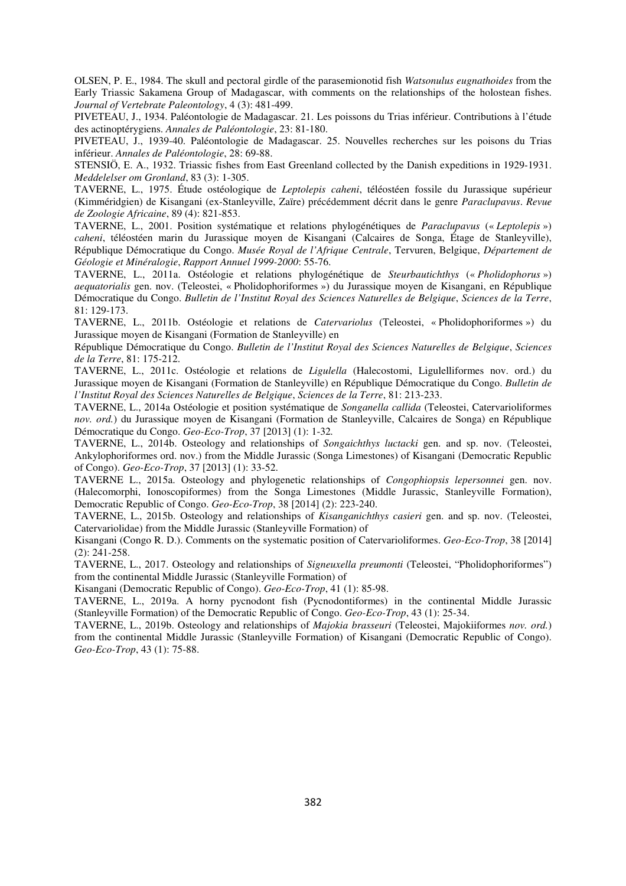OLSEN, P. E., 1984. The skull and pectoral girdle of the parasemionotid fish *Watsonulus eugnathoides* from the Early Triassic Sakamena Group of Madagascar, with comments on the relationships of the holostean fishes. *Journal of Vertebrate Paleontology*, 4 (3): 481-499.

PIVETEAU, J., 1934. Paléontologie de Madagascar. 21. Les poissons du Trias inférieur. Contributions à l'étude des actinoptérygiens. *Annales de Paléontologie*, 23: 81-180.

PIVETEAU, J., 1939-40. Paléontologie de Madagascar. 25. Nouvelles recherches sur les poisons du Trias inférieur. *Annales de Paléontologie*, 28: 69-88.

STENSIÖ, E. A., 1932. Triassic fishes from East Greenland collected by the Danish expeditions in 1929-1931. *Meddelelser om Gronland*, 83 (3): 1-305.

TAVERNE, L., 1975. Étude ostéologique de *Leptolepis caheni*, téléostéen fossile du Jurassique supérieur (Kimméridgien) de Kisangani (ex-Stanleyville, Zaïre) précédemment décrit dans le genre *Paraclupavus*. *Revue de Zoologie Africaine*, 89 (4): 821-853.

TAVERNE, L., 2001. Position systématique et relations phylogénétiques de *Paraclupavus* (« *Leptolepis* ») *caheni*, téléostéen marin du Jurassique moyen de Kisangani (Calcaires de Songa, Étage de Stanleyville), République Démocratique du Congo. *Musée Royal de l'Afrique Centrale*, Tervuren, Belgique, *Département de Géologie et Minéralogie*, *Rapport Annuel 1999-2000*: 55-76.

TAVERNE, L., 2011a. Ostéologie et relations phylogénétique de *Steurbautichthys* (« *Pholidophorus* ») *aequatorialis* gen. nov. (Teleostei, « Pholidophoriformes ») du Jurassique moyen de Kisangani, en République Démocratique du Congo. *Bulletin de l'Institut Royal des Sciences Naturelles de Belgique*, *Sciences de la Terre*, 81: 129-173.

TAVERNE, L., 2011b. Ostéologie et relations de *Catervariolus* (Teleostei, « Pholidophoriformes ») du Jurassique moyen de Kisangani (Formation de Stanleyville) en République Démocratique du Congo. *Bulletin de l'Institut Royal des Sciences Naturelles de Belgique*, *Sciences de la Terre*, 81: 175-212.

TAVERNE, L., 2011c. Ostéologie et relations de *Ligulella* (Halecostomi, Ligulelliformes nov. ord.) du Jurassique moyen de Kisangani (Formation de Stanleyville) en République Démocratique du Congo. *Bulletin de l'Institut Royal des Sciences Naturelles de Belgique*, *Sciences de la Terre*, 81: 213-233.

TAVERNE, L., 2014a Ostéologie et position systématique de *Songanella callida* (Teleostei, Catervarioliformes *nov. ord.*) du Jurassique moyen de Kisangani (Formation de Stanleyville, Calcaires de Songa) en République Démocratique du Congo. *Geo-Eco-Trop*, 37 [2013] (1): 1-32.

TAVERNE, L., 2014b. Osteology and relationships of *Songaichthys luctacki* gen. and sp. nov. (Teleostei, Ankylophoriformes ord. nov.) from the Middle Jurassic (Songa Limestones) of Kisangani (Democratic Republic of Congo). *Geo-Eco-Trop*, 37 [2013] (1): 33-52.

TAVERNE L., 2015a. Osteology and phylogenetic relationships of *Congophiopsis lepersonnei* gen. nov. (Halecomorphi, Ionoscopiformes) from the Songa Limestones (Middle Jurassic, Stanleyville Formation), Democratic Republic of Congo. *Geo-Eco-Trop*, 38 [2014] (2): 223-240.

TAVERNE, L., 2015b. Osteology and relationships of *Kisanganichthys casieri* gen. and sp. nov. (Teleostei, Catervariolidae) from the Middle Jurassic (Stanleyville Formation) of Kisangani (Congo R. D.). Comments on the systematic position of Catervarioliformes. *Geo-Eco-Trop*, 38 [2014] (2): 241-258.

TAVERNE, L., 2017. Osteology and relationships of *Signeuxella preumonti* (Teleostei, "Pholidophoriformes") from the continental Middle Jurassic (Stanleyville Formation) of Kisangani (Democratic Republic of Congo). *Geo-Eco-Trop*, 41 (1): 85-98.

TAVERNE, L., 2019a. A horny pycnodont fish (Pycnodontiformes) in the continental Middle Jurassic (Stanleyville Formation) of the Democratic Republic of Congo. *Geo-Eco-Trop*, 43 (1): 25-34.

TAVERNE, L., 2019b. Osteology and relationships of *Majokia brasseuri* (Teleostei, Majokiiformes *nov. ord.*) from the continental Middle Jurassic (Stanleyville Formation) of Kisangani (Democratic Republic of Congo). *Geo-Eco-Trop*, 43 (1): 75-88.